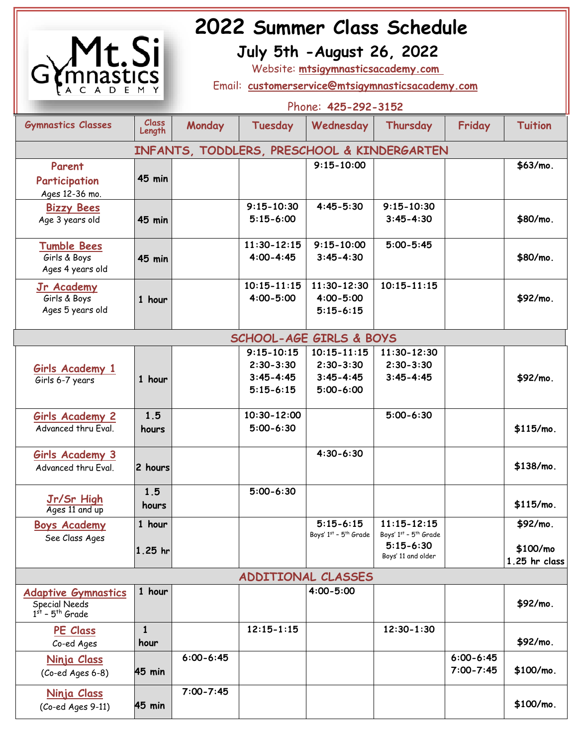# 2022 Summer Class Schedule

## July 5th -August 26, 2022

Website: mtsigymnasticsacademy.com

Email: customerservice@mtsigymnasticsacademy.com

Phone: 425-292-3152

| Gymnastics Classes | Class Length | Monday | Tuesday | Wednesday | Thursday | Friday | Tuition |
|---|---|---|---|---|---|---|---|
| **INFANTS, TODDLERS, PRESCHOOL & KINDERGARTEN** | | | | | | | |
| Parent Participation<br>Ages 12-36 mo. | 45 min | | | 9:15-10:00 | | | $63/mo. |
| Bizzy Bees<br>Age 3 years old | 45 min | | 9:15-10:30<br>5:15-6:00 | 4:45-5:30 | 9:15-10:30<br>3:45-4:30 | | $80/mo. |
| Tumble Bees<br>Girls & Boys<br>Ages 4 years old | 45 min | | 11:30-12:15<br>4:00-4:45 | 9:15-10:00<br>3:45-4:30 | 5:00-5:45 | | $80/mo. |
| Jr Academy<br>Girls & Boys<br>Ages 5 years old | 1 hour | | 10:15-11:15<br>4:00-5:00 | 11:30-12:30<br>4:00-5:00<br>5:15-6:15 | 10:15-11:15 | | $92/mo. |
| **SCHOOL-AGE GIRLS & BOYS** | | | | | | | |
| Girls Academy 1<br>Girls 6-7 years | 1 hour | | 9:15-10:15<br>2:30-3:30<br>3:45-4:45<br>5:15-6:15 | 10:15-11:15<br>2:30-3:30<br>3:45-4:45<br>5:00-6:00 | 11:30-12:30<br>2:30-3:30<br>3:45-4:45 | | $92/mo. |
| Girls Academy 2<br>Advanced thru Eval. | 1.5 hours | | 10:30-12:00<br>5:00-6:30 | | 5:00-6:30 | | $115/mo. |
| Girls Academy 3<br>Advanced thru Eval. | 2 hours | | | 4:30-6:30 | | | $138/mo. |
| Jr/Sr High<br>Ages 11 and up | 1.5 hours | | 5:00-6:30 | | | | $115/mo. |
| Boys Academy<br>See Class Ages | 1 hour<br>1.25 hr | | | 5:15-6:15<br>Boys' 1st – 5th Grade | 11:15-12:15<br>Boys' 1st – 5th Grade<br>5:15-6:30<br>Boys' 11 and older | | $92/mo.<br>$100/mo<br>1.25 hr class |
| **ADDITIONAL CLASSES** | | | | | | | |
| Adaptive Gymnastics<br>Special Needs<br>1st – 5th Grade | 1 hour | | | 4:00-5:00 | | | $92/mo. |
| PE Class<br>Co-ed Ages | 1 hour | | 12:15-1:15 | | 12:30-1:30 | | $92/mo. |
| Ninja Class<br>(Co-ed Ages 6-8) | 45 min | 6:00-6:45 | | | | 6:00-6:45<br>7:00-7:45 | $100/mo. |
| Ninja Class<br>(Co-ed Ages 9-11) | 45 min | 7:00-7:45 | | | | | $100/mo. |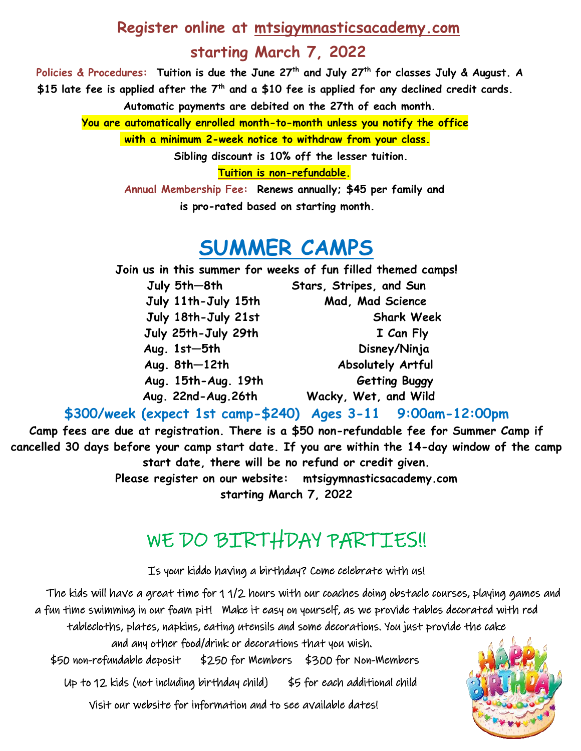## Register online at mtsigymnasticsacademy.com

## starting March 7, 2022

**Policies & Procedures:** Tuition is due the June 27th and July 27th for classes July & August. A $15 late fee is applied after the 7th and a $10 fee is applied for any declined credit cards. Automatic payments are debited on the 27th of each month.

**You are automatically enrolled month-to-month unless you notify the office with a minimum 2-week notice to withdraw from your class.**

Sibling discount is 10% off the lesser tuition.

**Tuition is non-refundable.**

**Annual Membership Fee:** Renews annually; $45 per family and is pro-rated based on starting month.

# SUMMER CAMPS

**Join us in this summer for weeks of fun filled themed camps!**

| | |
|---|---|
| July 5th—8th | Stars, Stripes, and Sun |
| July 11th-July 15th | Mad, Mad Science |
| July 18th-July 21st | Shark Week |
| July 25th-July 29th | I Can Fly |
| Aug. 1st—5th | Disney/Ninja |
| Aug. 8th—12th | Absolutely Artful |
| Aug. 15th-Aug. 19th | Getting Buggy |
| Aug. 22nd-Aug.26th | Wacky, Wet, and Wild |

**$300/week (expect 1st camp-$240) Ages 3-11 9:00am-12:00pm**

Camp fees are due at registration. There is a $50 non-refundable fee for Summer Camp if cancelled 30 days before your camp start date. If you are within the 14-day window of the camp start date, there will be no refund or credit given.

Please register on our website: mtsigymnasticsacademy.com starting March 7, 2022

# WE DO BIRTHDAY PARTIES!!

Is your kiddo having a birthday? Come celebrate with us!

The kids will have a great time for 1 1/2 hours with our coaches doing obstacle courses, playing games and a fun time swimming in our foam pit! Make it easy on yourself, as we provide tables decorated with red tablecloths, plates, napkins, eating utensils and some decorations. You just provide the cake and any other food/drink or decorations that you wish.

$50 non-refundable deposit  $250 for Members  $300 for Non-Members

Up to 12 kids (not including birthday child)  $5 for each additional child

Visit our website for information and to see available dates!